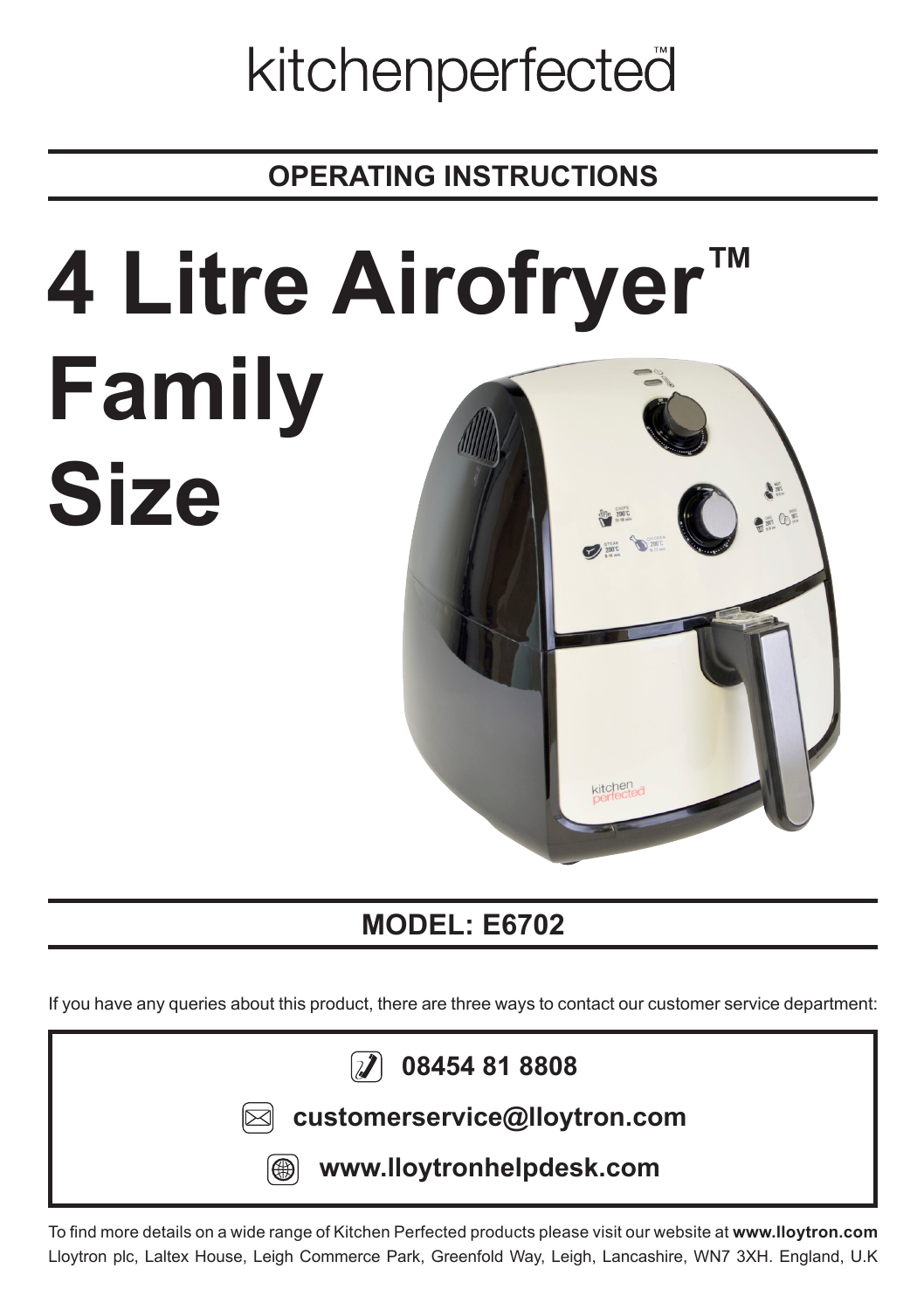kitchenperfected™

## OPERATING INSTRUCTIONS

# 4 Litre Airofryer™ Family Size

## MODEL: E6702

If you have any queries about this product, there are three ways to contact our customer service department:

**08454 81 8808**

**customerservice@lloytron.com**

**www.lloytronhelpdesk.com**

To find more details on a wide range of Kitchen Perfected products please visit our website at **www.lloytron.com**
Lloytron plc, Laltex House, Leigh Commerce Park, Greenfold Way, Leigh, Lancashire, WN7 3XH. England, U.K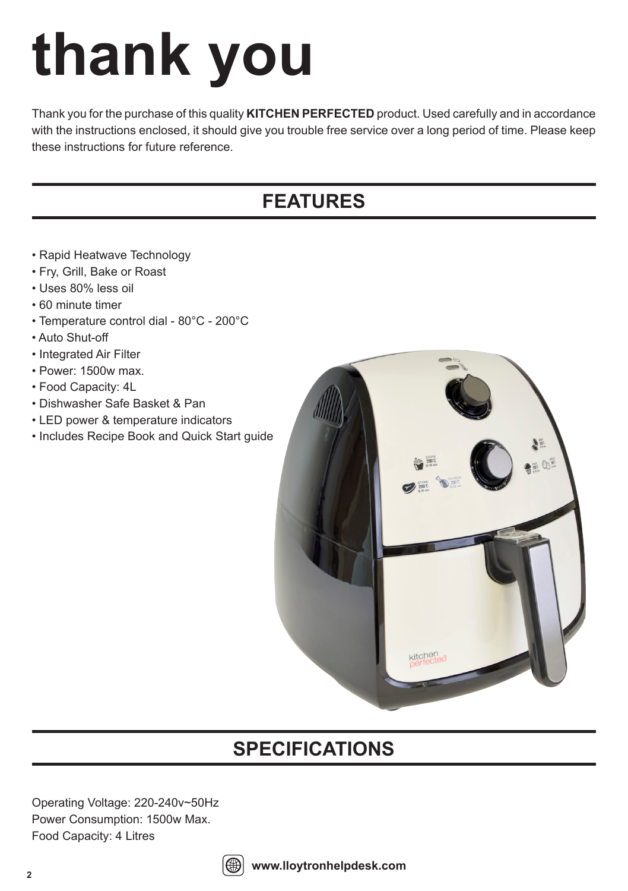# thank you

Thank you for the purchase of this quality **KITCHEN PERFECTED** product. Used carefully and in accordance with the instructions enclosed, it should give you trouble free service over a long period of time. Please keep these instructions for future reference.

## FEATURES

- Rapid Heatwave Technology
- Fry, Grill, Bake or Roast
- Uses 80% less oil
- 60 minute timer
- Temperature control dial - 80°C - 200°C
- Auto Shut-off
- Integrated Air Filter
- Power: 1500w max.
- Food Capacity: 4L
- Dishwasher Safe Basket & Pan
- LED power & temperature indicators
- Includes Recipe Book and Quick Start guide

## SPECIFICATIONS

Operating Voltage: 220-240v~50Hz
Power Consumption: 1500w Max.
Food Capacity: 4 Litres

www.lloytronhelpdesk.com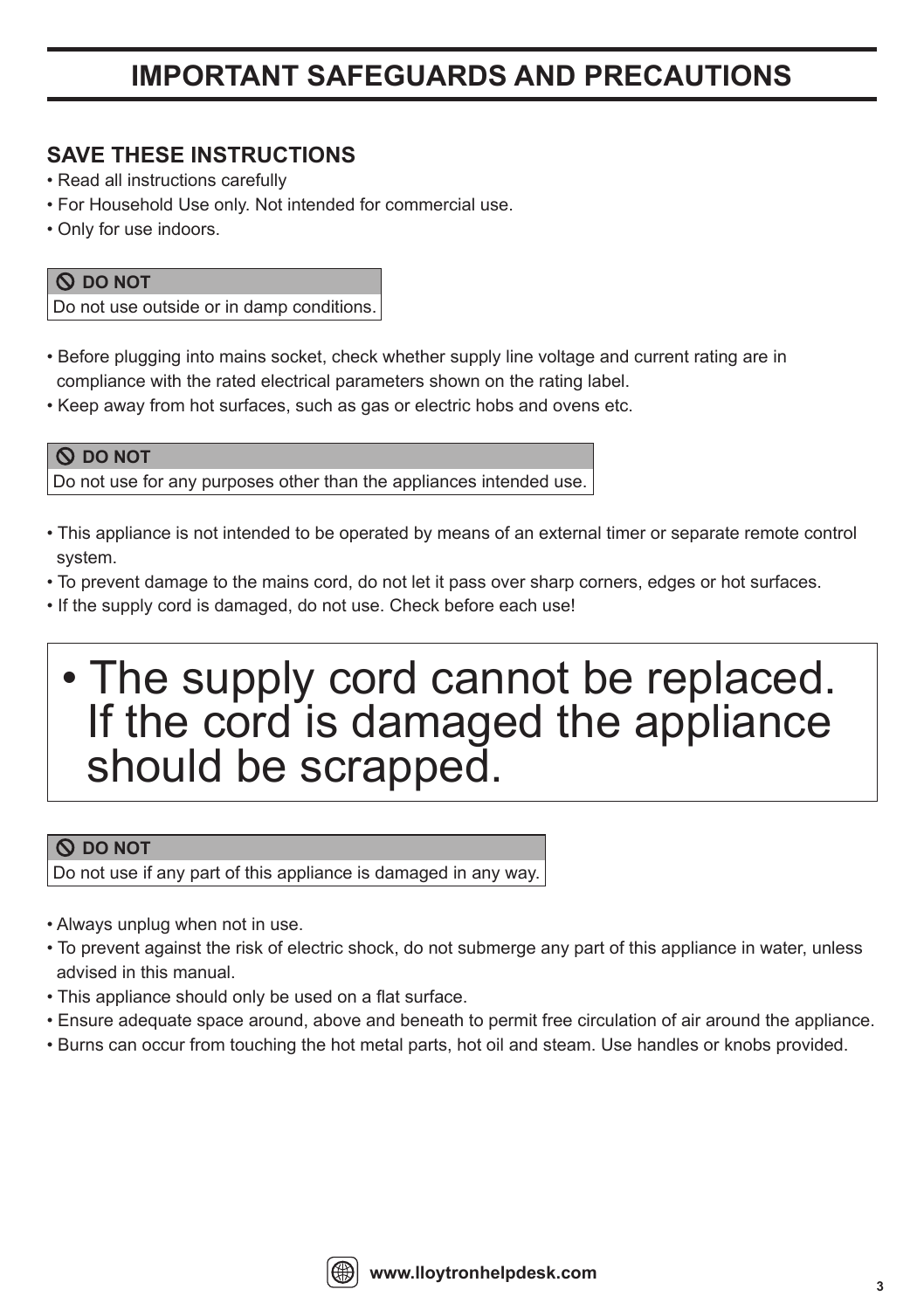# IMPORTANT SAFEGUARDS AND PRECAUTIONS

## SAVE THESE INSTRUCTIONS

- Read all instructions carefully
- For Household Use only. Not intended for commercial use.
- Only for use indoors.

| DO NOT |
| --- |
| Do not use outside or in damp conditions. |

- Before plugging into mains socket, check whether supply line voltage and current rating are in compliance with the rated electrical parameters shown on the rating label.
- Keep away from hot surfaces, such as gas or electric hobs and ovens etc.

| DO NOT |
| --- |
| Do not use for any purposes other than the appliances intended use. |

- This appliance is not intended to be operated by means of an external timer or separate remote control system.
- To prevent damage to the mains cord, do not let it pass over sharp corners, edges or hot surfaces.
- If the supply cord is damaged, do not use. Check before each use!

- **The supply cord cannot be replaced. If the cord is damaged the appliance should be scrapped.**

| DO NOT |
| --- |
| Do not use if any part of this appliance is damaged in any way. |

- Always unplug when not in use.
- To prevent against the risk of electric shock, do not submerge any part of this appliance in water, unless advised in this manual.
- This appliance should only be used on a flat surface.
- Ensure adequate space around, above and beneath to permit free circulation of air around the appliance.
- Burns can occur from touching the hot metal parts, hot oil and steam. Use handles or knobs provided.

www.lloytronhelpdesk.com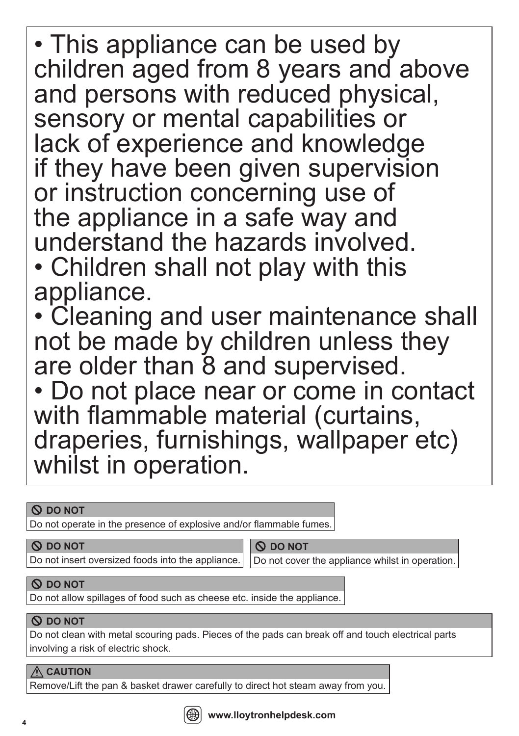- This appliance can be used by children aged from 8 years and above and persons with reduced physical, sensory or mental capabilities or lack of experience and knowledge if they have been given supervision or instruction concerning use of the appliance in a safe way and understand the hazards involved.
- Children shall not play with this appliance.
- Cleaning and user maintenance shall not be made by children unless they are older than 8 and supervised.
- Do not place near or come in contact with flammable material (curtains, draperies, furnishings, wallpaper etc) whilst in operation.

**DO NOT**
Do not operate in the presence of explosive and/or flammable fumes.

**DO NOT**
Do not insert oversized foods into the appliance.

**DO NOT**
Do not cover the appliance whilst in operation.

**DO NOT**
Do not allow spillages of food such as cheese etc. inside the appliance.

**DO NOT**
Do not clean with metal scouring pads. Pieces of the pads can break off and touch electrical parts involving a risk of electric shock.

**CAUTION**
Remove/Lift the pan & basket drawer carefully to direct hot steam away from you.

www.lloytronhelpdesk.com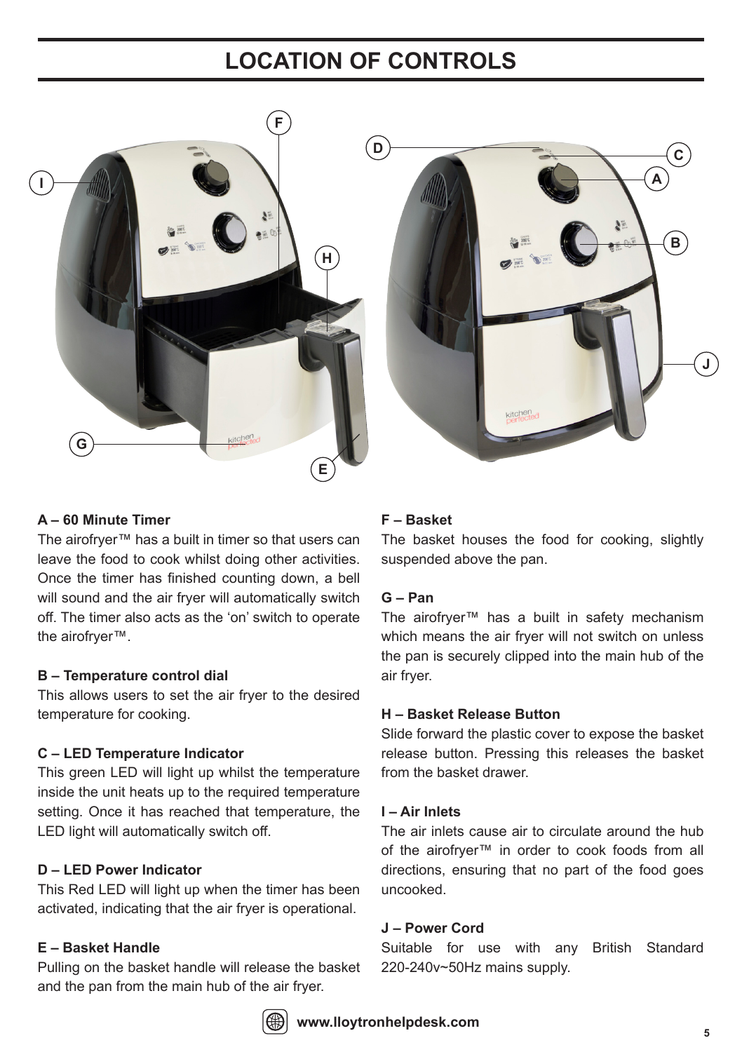# LOCATION OF CONTROLS

**A – 60 Minute Timer**
The airofryer™ has a built in timer so that users can leave the food to cook whilst doing other activities. Once the timer has finished counting down, a bell will sound and the air fryer will automatically switch off. The timer also acts as the 'on' switch to operate the airofryer™.

**B – Temperature control dial**
This allows users to set the air fryer to the desired temperature for cooking.

**C – LED Temperature Indicator**
This green LED will light up whilst the temperature inside the unit heats up to the required temperature setting. Once it has reached that temperature, the LED light will automatically switch off.

**D – LED Power Indicator**
This Red LED will light up when the timer has been activated, indicating that the air fryer is operational.

**E – Basket Handle**
Pulling on the basket handle will release the basket and the pan from the main hub of the air fryer.

**F – Basket**
The basket houses the food for cooking, slightly suspended above the pan.

**G – Pan**
The airofryer™ has a built in safety mechanism which means the air fryer will not switch on unless the pan is securely clipped into the main hub of the air fryer.

**H – Basket Release Button**
Slide forward the plastic cover to expose the basket release button. Pressing this releases the basket from the basket drawer.

**I – Air Inlets**
The air inlets cause air to circulate around the hub of the airofryer™ in order to cook foods from all directions, ensuring that no part of the food goes uncooked.

**J – Power Cord**
Suitable for use with any British Standard 220-240v~50Hz mains supply.

www.lloytronhelpdesk.com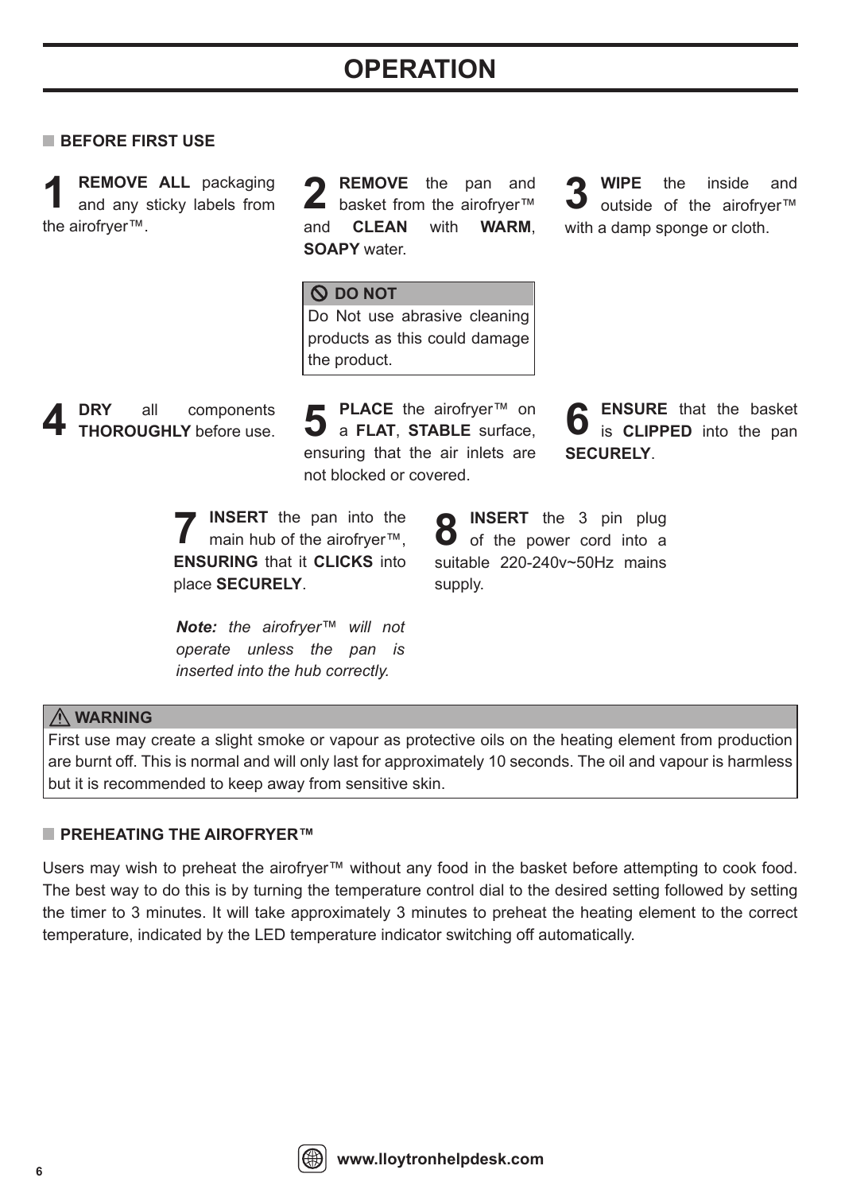# OPERATION

## BEFORE FIRST USE

**1** **REMOVE ALL** packaging and any sticky labels from the airofryer™.

**2** **REMOVE** the pan and basket from the airofryer™ and **CLEAN** with **WARM**, **SOAPY** water.

> **DO NOT**
> Do Not use abrasive cleaning products as this could damage the product.

**3** **WIPE** the inside and outside of the airofryer™ with a damp sponge or cloth.

**4** **DRY** all components **THOROUGHLY** before use.

**5** **PLACE** the airofryer™ on a **FLAT**, **STABLE** surface, ensuring that the air inlets are not blocked or covered.

**6** **ENSURE** that the basket is **CLIPPED** into the pan **SECURELY**.

**7** **INSERT** the pan into the main hub of the airofryer™, **ENSURING** that it **CLICKS** into place **SECURELY**.

***Note:** the airofryer™ will not operate unless the pan is inserted into the hub correctly.*

**8** **INSERT** the 3 pin plug of the power cord into a suitable 220-240v~50Hz mains supply.

> **WARNING**
> First use may create a slight smoke or vapour as protective oils on the heating element from production are burnt off. This is normal and will only last for approximately 10 seconds. The oil and vapour is harmless but it is recommended to keep away from sensitive skin.

## PREHEATING THE AIROFRYER™

Users may wish to preheat the airofryer™ without any food in the basket before attempting to cook food. The best way to do this is by turning the temperature control dial to the desired setting followed by setting the timer to 3 minutes. It will take approximately 3 minutes to preheat the heating element to the correct temperature, indicated by the LED temperature indicator switching off automatically.

www.lloytronhelpdesk.com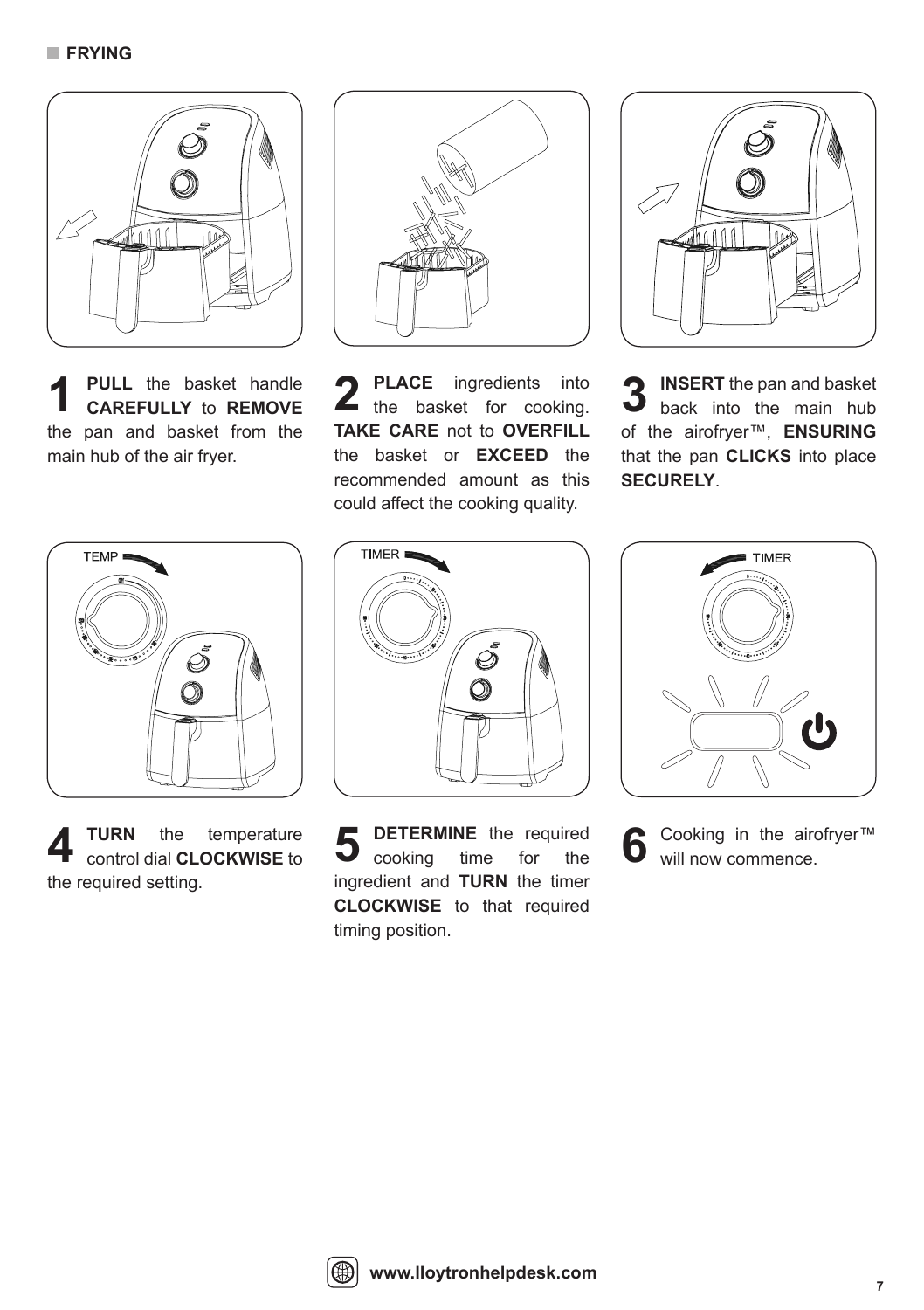## FRYING

**1** **PULL** the basket handle **CAREFULLY** to **REMOVE** the pan and basket from the main hub of the air fryer.

**2** **PLACE** ingredients into the basket for cooking. **TAKE CARE** not to **OVERFILL** the basket or **EXCEED** the recommended amount as this could affect the cooking quality.

**3** **INSERT** the pan and basket back into the main hub of the airofryer™, **ENSURING** that the pan **CLICKS** into place **SECURELY**.

**4** **TURN** the temperature control dial **CLOCKWISE** to the required setting.

**5** **DETERMINE** the required cooking time for the ingredient and **TURN** the timer **CLOCKWISE** to that required timing position.

**6** Cooking in the airofryer™ will now commence.

www.lloytronhelpdesk.com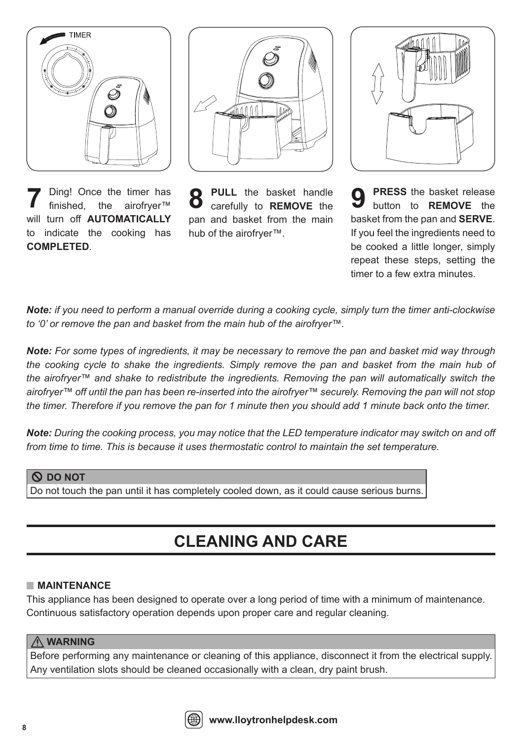**7** Ding! Once the timer has finished, the airofryer™ will turn off **AUTOMATICALLY** to indicate the cooking has **COMPLETED**.

**8** **PULL** the basket handle carefully to **REMOVE** the pan and basket from the main hub of the airofryer™.

**9** **PRESS** the basket release button to **REMOVE** the basket from the pan and **SERVE**. If you feel the ingredients need to be cooked a little longer, simply repeat these steps, setting the timer to a few extra minutes.

***Note:*** *if you need to perform a manual override during a cooking cycle, simply turn the timer anti-clockwise to '0' or remove the pan and basket from the main hub of the airofryer™.*

***Note:*** *For some types of ingredients, it may be necessary to remove the pan and basket mid way through the cooking cycle to shake the ingredients. Simply remove the pan and basket from the main hub of the airofryer™ and shake to redistribute the ingredients. Removing the pan will automatically switch the airofryer™ off until the pan has been re-inserted into the airofryer™ securely. Removing the pan will not stop the timer. Therefore if you remove the pan for 1 minute then you should add 1 minute back onto the timer.*

***Note:*** *During the cooking process, you may notice that the LED temperature indicator may switch on and off from time to time. This is because it uses thermostatic control to maintain the set temperature.*

**DO NOT**

Do not touch the pan until it has completely cooled down, as it could cause serious burns.

# CLEANING AND CARE

### MAINTENANCE

This appliance has been designed to operate over a long period of time with a minimum of maintenance. Continuous satisfactory operation depends upon proper care and regular cleaning.

**WARNING**

Before performing any maintenance or cleaning of this appliance, disconnect it from the electrical supply. Any ventilation slots should be cleaned occasionally with a clean, dry paint brush.

www.lloytronhelpdesk.com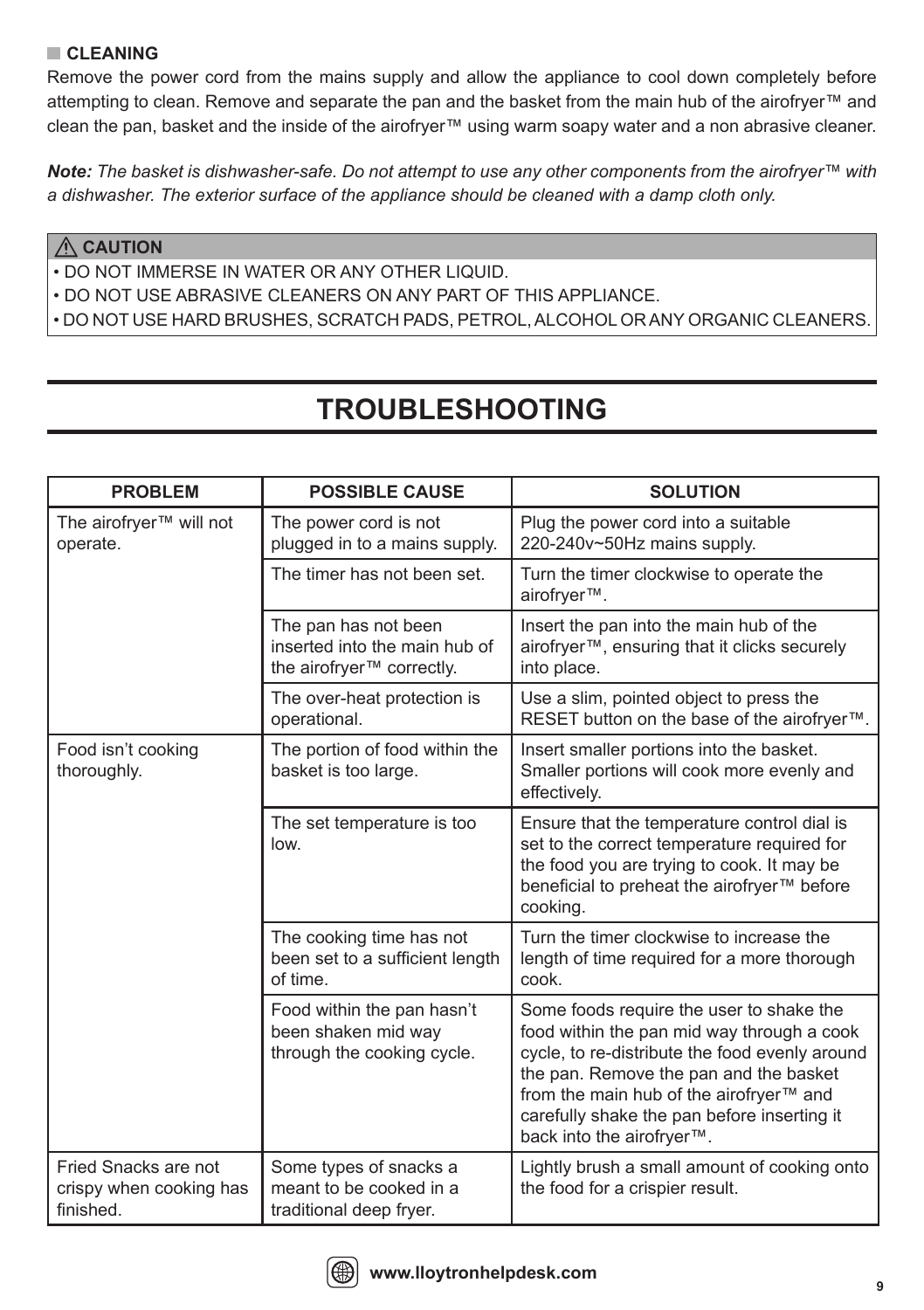### CLEANING

Remove the power cord from the mains supply and allow the appliance to cool down completely before attempting to clean. Remove and separate the pan and the basket from the main hub of the airofryer™ and clean the pan, basket and the inside of the airofryer™ using warm soapy water and a non abrasive cleaner.

***Note:*** *The basket is dishwasher-safe. Do not attempt to use any other components from the airofryer™ with a dishwasher. The exterior surface of the appliance should be cleaned with a damp cloth only.*

> **⚠ CAUTION**
> - DO NOT IMMERSE IN WATER OR ANY OTHER LIQUID.
> - DO NOT USE ABRASIVE CLEANERS ON ANY PART OF THIS APPLIANCE.
> - DO NOT USE HARD BRUSHES, SCRATCH PADS, PETROL, ALCOHOL OR ANY ORGANIC CLEANERS.

# TROUBLESHOOTING

| PROBLEM | POSSIBLE CAUSE | SOLUTION |
|---|---|---|
| The airofryer™ will not operate. | The power cord is not plugged in to a mains supply. | Plug the power cord into a suitable 220-240v~50Hz mains supply. |
| | The timer has not been set. | Turn the timer clockwise to operate the airofryer™. |
| | The pan has not been inserted into the main hub of the airofryer™ correctly. | Insert the pan into the main hub of the airofryer™, ensuring that it clicks securely into place. |
| | The over-heat protection is operational. | Use a slim, pointed object to press the RESET button on the base of the airofryer™. |
| Food isn't cooking thoroughly. | The portion of food within the basket is too large. | Insert smaller portions into the basket. Smaller portions will cook more evenly and effectively. |
| | The set temperature is too low. | Ensure that the temperature control dial is set to the correct temperature required for the food you are trying to cook. It may be beneficial to preheat the airofryer™ before cooking. |
| | The cooking time has not been set to a sufficient length of time. | Turn the timer clockwise to increase the length of time required for a more thorough cook. |
| | Food within the pan hasn't been shaken mid way through the cooking cycle. | Some foods require the user to shake the food within the pan mid way through a cook cycle, to re-distribute the food evenly around the pan. Remove the pan and the basket from the main hub of the airofryer™ and carefully shake the pan before inserting it back into the airofryer™. |
| Fried Snacks are not crispy when cooking has finished. | Some types of snacks a meant to be cooked in a traditional deep fryer. | Lightly brush a small amount of cooking onto the food for a crispier result. |

www.lloytronhelpdesk.com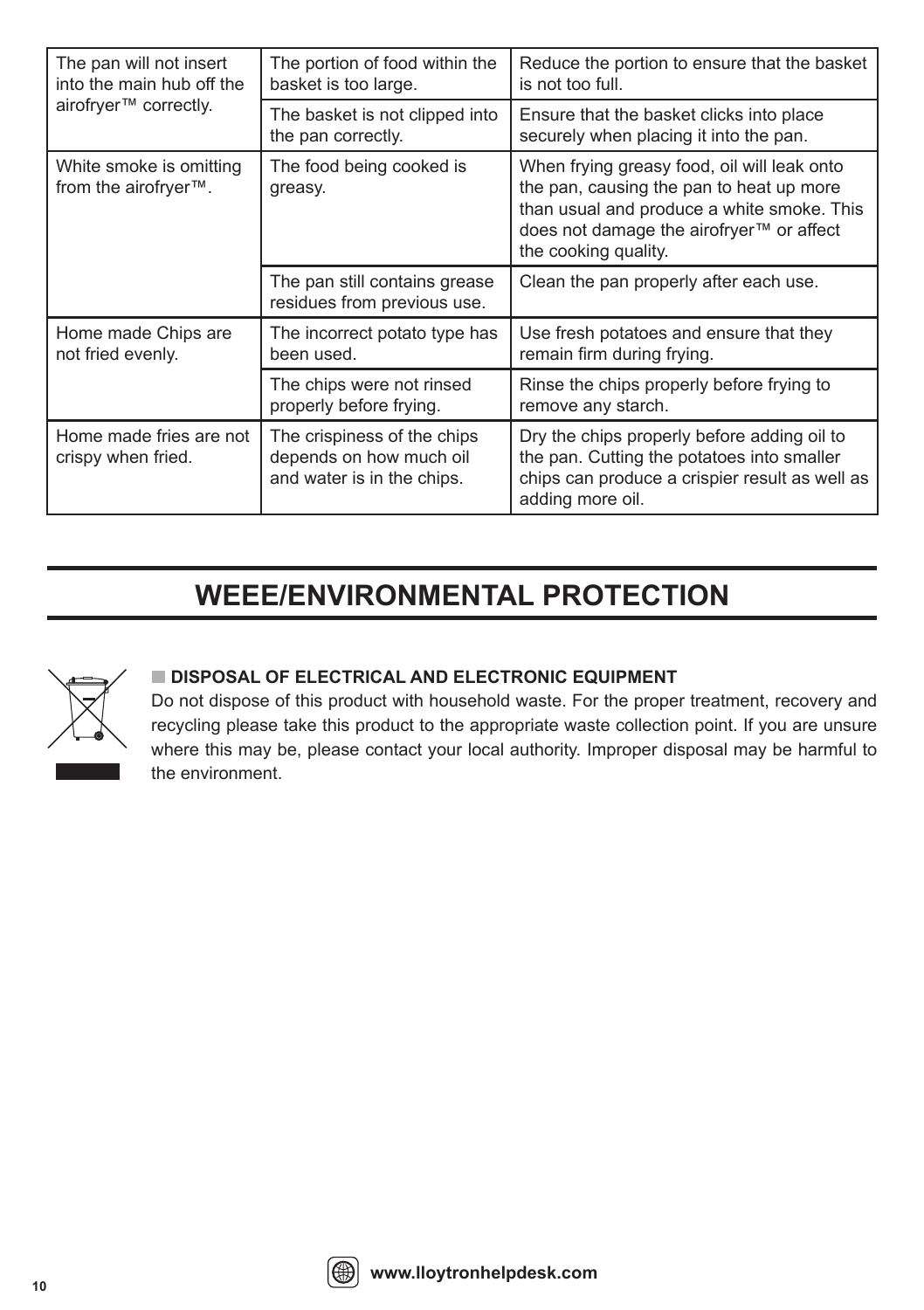| | | |
|---|---|---|
| The pan will not insert into the main hub off the airofryer™ correctly. | The portion of food within the basket is too large. | Reduce the portion to ensure that the basket is not too full. |
| | The basket is not clipped into the pan correctly. | Ensure that the basket clicks into place securely when placing it into the pan. |
| White smoke is omitting from the airofryer™. | The food being cooked is greasy. | When frying greasy food, oil will leak onto the pan, causing the pan to heat up more than usual and produce a white smoke. This does not damage the airofryer™ or affect the cooking quality. |
| | The pan still contains grease residues from previous use. | Clean the pan properly after each use. |
| Home made Chips are not fried evenly. | The incorrect potato type has been used. | Use fresh potatoes and ensure that they remain firm during frying. |
| | The chips were not rinsed properly before frying. | Rinse the chips properly before frying to remove any starch. |
| Home made fries are not crispy when fried. | The crispiness of the chips depends on how much oil and water is in the chips. | Dry the chips properly before adding oil to the pan. Cutting the potatoes into smaller chips can produce a crispier result as well as adding more oil. |

# WEEE/ENVIRONMENTAL PROTECTION

**DISPOSAL OF ELECTRICAL AND ELECTRONIC EQUIPMENT**

Do not dispose of this product with household waste. For the proper treatment, recovery and recycling please take this product to the appropriate waste collection point. If you are unsure where this may be, please contact your local authority. Improper disposal may be harmful to the environment.

www.lloytronhelpdesk.com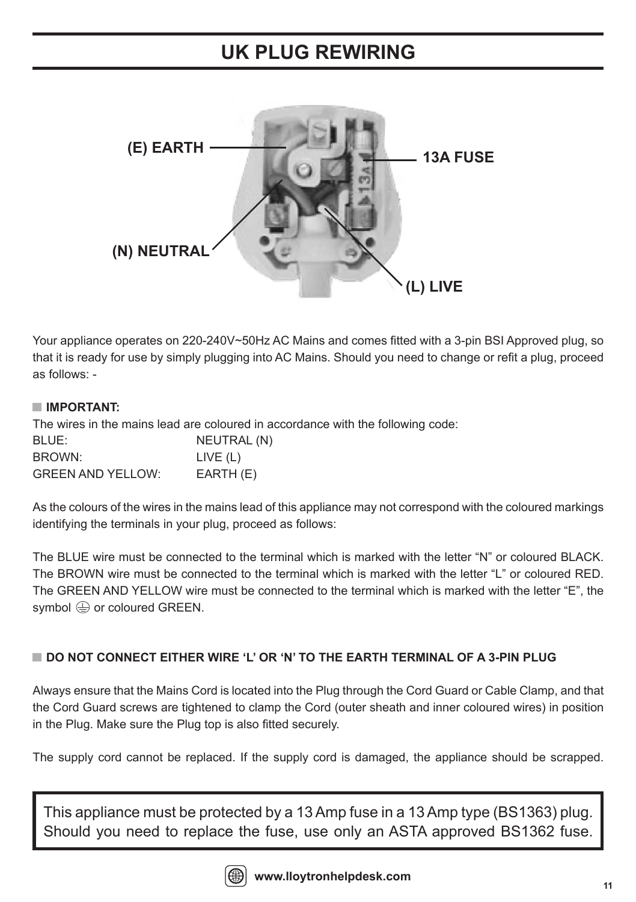# UK PLUG REWIRING

(E) EARTH

13A FUSE

(N) NEUTRAL

(L) LIVE

Your appliance operates on 220-240V~50Hz AC Mains and comes fitted with a 3-pin BSI Approved plug, so that it is ready for use by simply plugging into AC Mains. Should you need to change or refit a plug, proceed as follows: -

**IMPORTANT:**

The wires in the mains lead are coloured in accordance with the following code:

| | |
|---|---|
| BLUE: | NEUTRAL (N) |
| BROWN: | LIVE (L) |
| GREEN AND YELLOW: | EARTH (E) |

As the colours of the wires in the mains lead of this appliance may not correspond with the coloured markings identifying the terminals in your plug, proceed as follows:

The BLUE wire must be connected to the terminal which is marked with the letter "N" or coloured BLACK. The BROWN wire must be connected to the terminal which is marked with the letter "L" or coloured RED. The GREEN AND YELLOW wire must be connected to the terminal which is marked with the letter "E", the symbol ⏚ or coloured GREEN.

**DO NOT CONNECT EITHER WIRE 'L' OR 'N' TO THE EARTH TERMINAL OF A 3-PIN PLUG**

Always ensure that the Mains Cord is located into the Plug through the Cord Guard or Cable Clamp, and that the Cord Guard screws are tightened to clamp the Cord (outer sheath and inner coloured wires) in position in the Plug. Make sure the Plug top is also fitted securely.

The supply cord cannot be replaced. If the supply cord is damaged, the appliance should be scrapped.

This appliance must be protected by a 13 Amp fuse in a 13 Amp type (BS1363) plug. Should you need to replace the fuse, use only an ASTA approved BS1362 fuse.

www.lloytronhelpdesk.com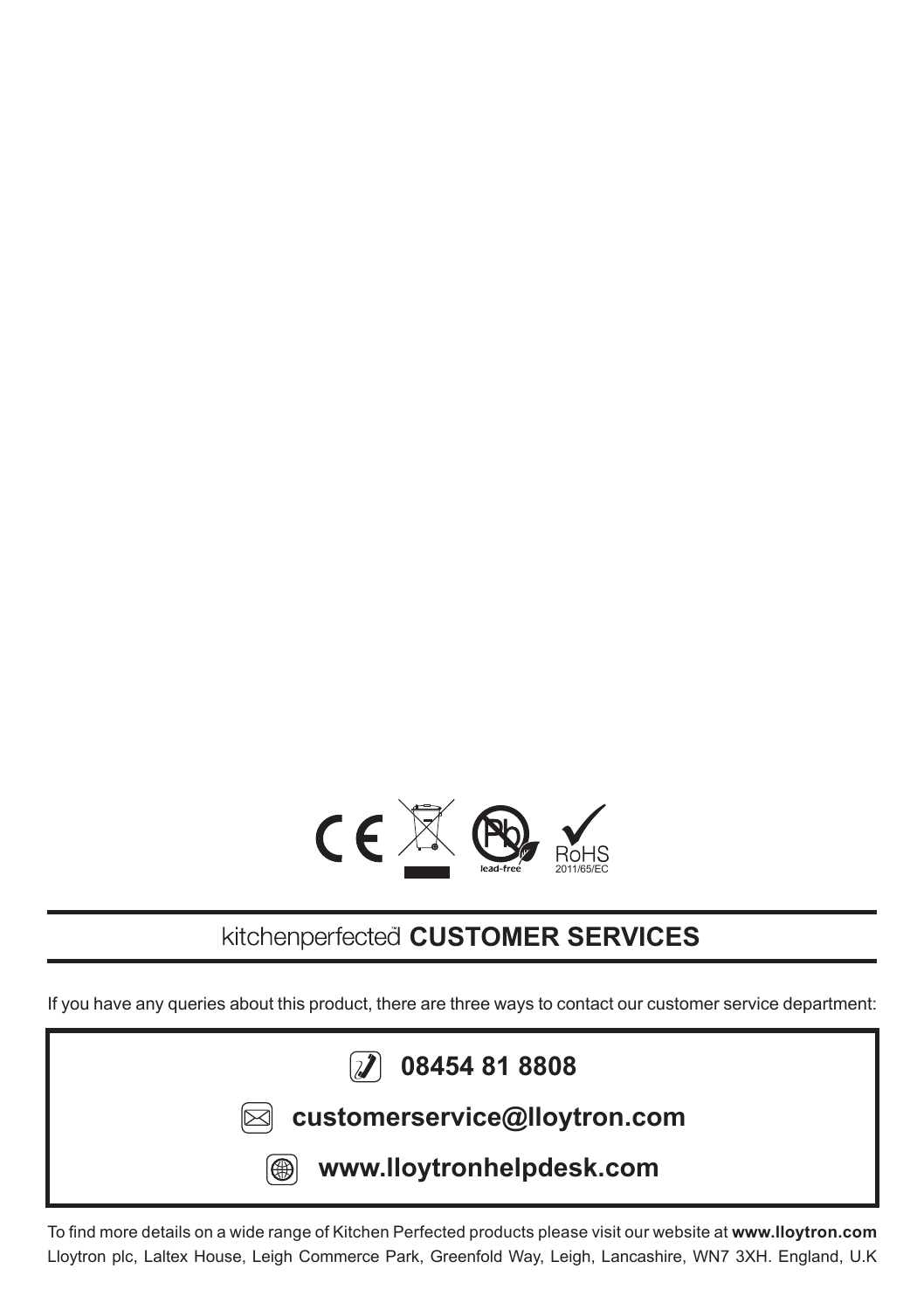CE lead-free RoHS 2011/65/EC

## kitchenperfected™ CUSTOMER SERVICES

If you have any queries about this product, there are three ways to contact our customer service department:

**08454 81 8808**

**customerservice@lloytron.com**

**www.lloytronhelpdesk.com**

To find more details on a wide range of Kitchen Perfected products please visit our website at **www.lloytron.com**
Lloytron plc, Laltex House, Leigh Commerce Park, Greenfold Way, Leigh, Lancashire, WN7 3XH. England, U.K